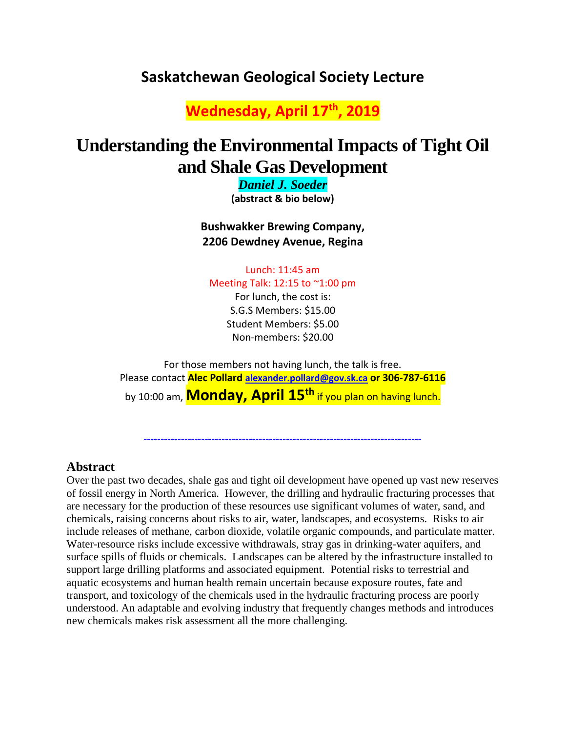# Saskatchewan Geological Society Lecture

## Wednesday, April 17th, 2019

# Understanding the Environmental Impacts of Tight Oil and Shale Gas Development

***Daniel J. Soeder***

**(abstract & bio below)**

**Bushwakker Brewing Company,**
**2206 Dewdney Avenue, Regina**

Lunch: 11:45 am
Meeting Talk: 12:15 to ~1:00 pm
For lunch, the cost is:
S.G.S Members: $15.00
Student Members: $5.00
Non-members: $20.00

For those members not having lunch, the talk is free.
Please contact **Alec Pollard** **alexander.pollard@gov.sk.ca** **or 306-787-6116** by 10:00 am, **Monday, April 15th** if you plan on having lunch.

---

## Abstract

Over the past two decades, shale gas and tight oil development have opened up vast new reserves of fossil energy in North America. However, the drilling and hydraulic fracturing processes that are necessary for the production of these resources use significant volumes of water, sand, and chemicals, raising concerns about risks to air, water, landscapes, and ecosystems. Risks to air include releases of methane, carbon dioxide, volatile organic compounds, and particulate matter. Water-resource risks include excessive withdrawals, stray gas in drinking-water aquifers, and surface spills of fluids or chemicals. Landscapes can be altered by the infrastructure installed to support large drilling platforms and associated equipment. Potential risks to terrestrial and aquatic ecosystems and human health remain uncertain because exposure routes, fate and transport, and toxicology of the chemicals used in the hydraulic fracturing process are poorly understood. An adaptable and evolving industry that frequently changes methods and introduces new chemicals makes risk assessment all the more challenging.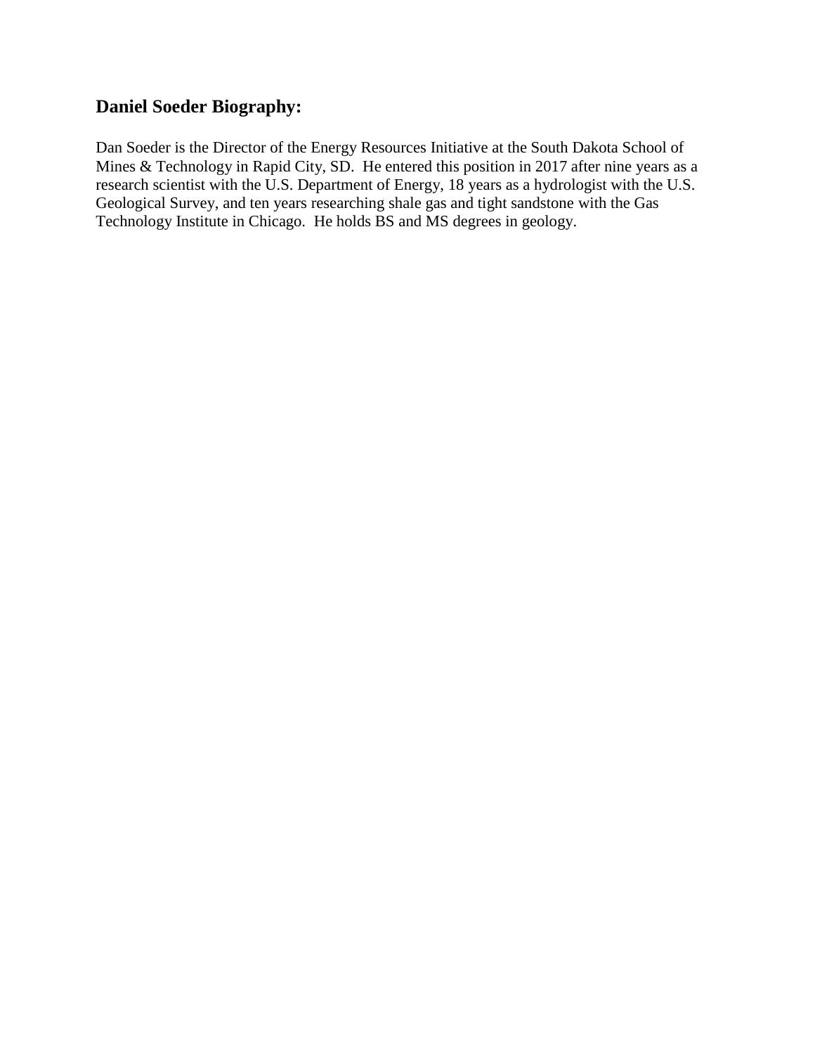## Daniel Soeder Biography:

Dan Soeder is the Director of the Energy Resources Initiative at the South Dakota School of Mines & Technology in Rapid City, SD. He entered this position in 2017 after nine years as a research scientist with the U.S. Department of Energy, 18 years as a hydrologist with the U.S. Geological Survey, and ten years researching shale gas and tight sandstone with the Gas Technology Institute in Chicago. He holds BS and MS degrees in geology.